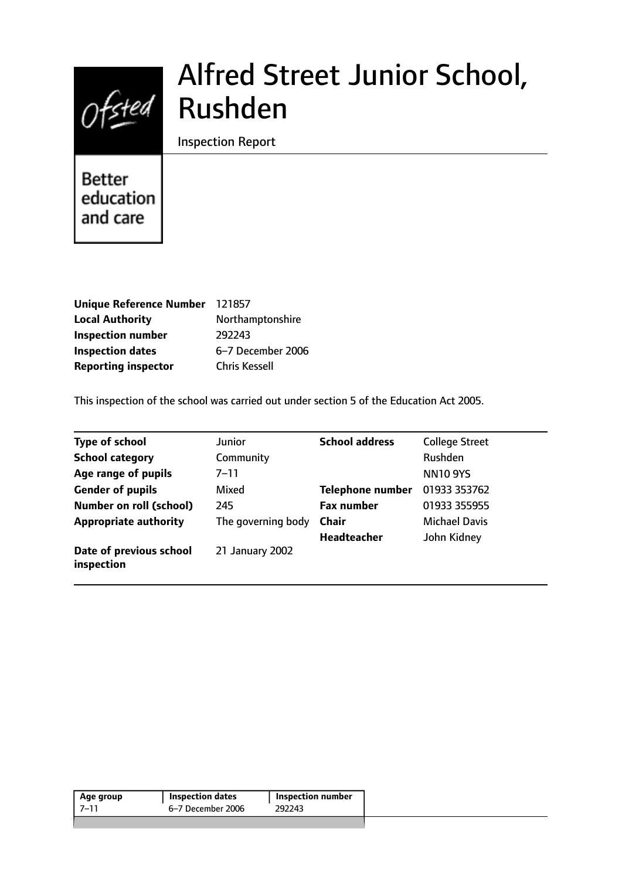# Alfred Street Junior School, Rushden

Inspection Report

Better education and care

| | |
|---|---|
| **Unique Reference Number** | 121857 |
| **Local Authority** | Northamptonshire |
| **Inspection number** | 292243 |
| **Inspection dates** | 6–7 December 2006 |
| **Reporting inspector** | Chris Kessell |

This inspection of the school was carried out under section 5 of the Education Act 2005.

| | | | |
|---|---|---|---|
| **Type of school** | Junior | **School address** | College Street |
| **School category** | Community | | Rushden |
| **Age range of pupils** | 7–11 | | NN10 9YS |
| **Gender of pupils** | Mixed | **Telephone number** | 01933 353762 |
| **Number on roll (school)** | 245 | **Fax number** | 01933 355955 |
| **Appropriate authority** | The governing body | **Chair** | Michael Davis |
| | | **Headteacher** | John Kidney |
| **Date of previous school inspection** | 21 January 2002 | | |

| Age group | Inspection dates | Inspection number |
|---|---|---|
| 7–11 | 6–7 December 2006 | 292243 |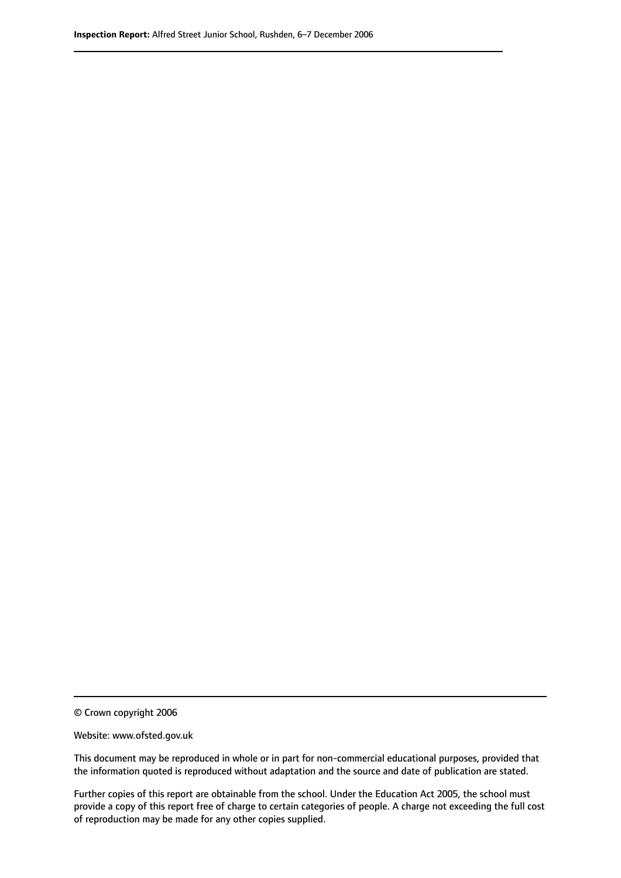© Crown copyright 2006

Website: www.ofsted.gov.uk

This document may be reproduced in whole or in part for non-commercial educational purposes, provided that the information quoted is reproduced without adaptation and the source and date of publication are stated.

Further copies of this report are obtainable from the school. Under the Education Act 2005, the school must provide a copy of this report free of charge to certain categories of people. A charge not exceeding the full cost of reproduction may be made for any other copies supplied.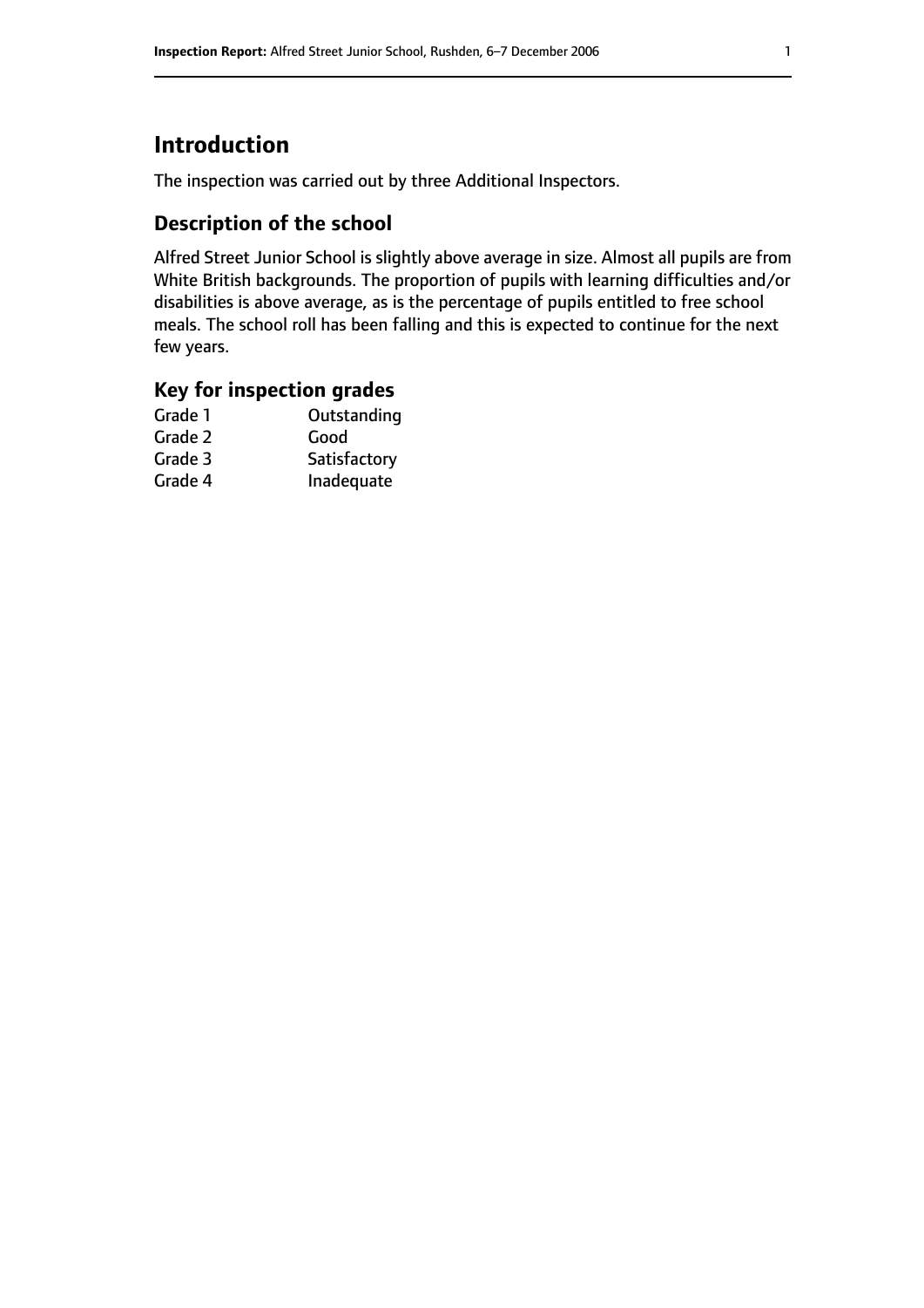# Introduction

The inspection was carried out by three Additional Inspectors.

## Description of the school

Alfred Street Junior School is slightly above average in size. Almost all pupils are from White British backgrounds. The proportion of pupils with learning difficulties and/or disabilities is above average, as is the percentage of pupils entitled to free school meals. The school roll has been falling and this is expected to continue for the next few years.

## Key for inspection grades

| | |
|---|---|
| Grade 1 | Outstanding |
| Grade 2 | Good |
| Grade 3 | Satisfactory |
| Grade 4 | Inadequate |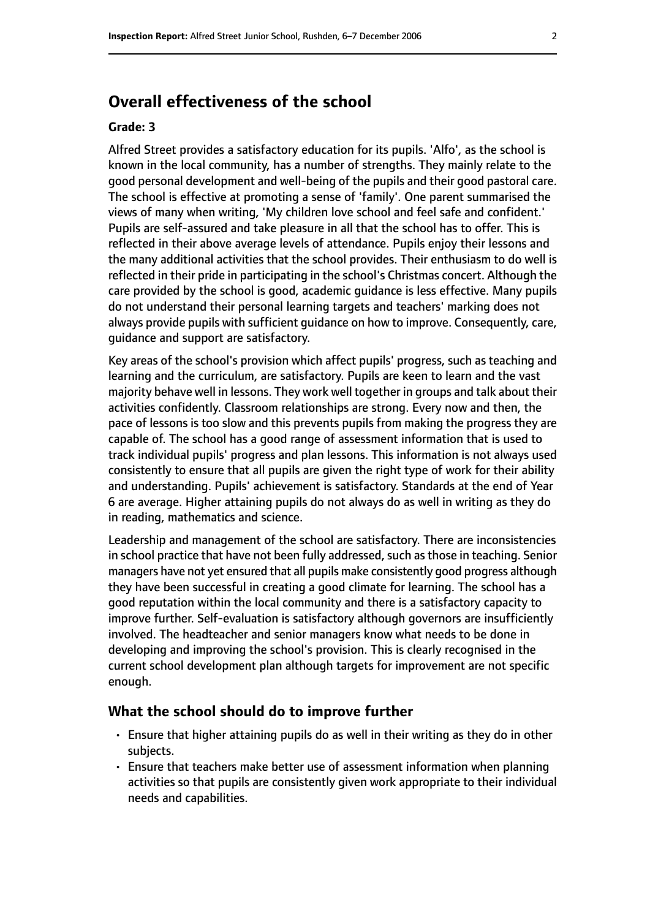## Overall effectiveness of the school

**Grade: 3**

Alfred Street provides a satisfactory education for its pupils. 'Alfo', as the school is known in the local community, has a number of strengths. They mainly relate to the good personal development and well-being of the pupils and their good pastoral care. The school is effective at promoting a sense of 'family'. One parent summarised the views of many when writing, 'My children love school and feel safe and confident.' Pupils are self-assured and take pleasure in all that the school has to offer. This is reflected in their above average levels of attendance. Pupils enjoy their lessons and the many additional activities that the school provides. Their enthusiasm to do well is reflected in their pride in participating in the school's Christmas concert. Although the care provided by the school is good, academic guidance is less effective. Many pupils do not understand their personal learning targets and teachers' marking does not always provide pupils with sufficient guidance on how to improve. Consequently, care, guidance and support are satisfactory.

Key areas of the school's provision which affect pupils' progress, such as teaching and learning and the curriculum, are satisfactory. Pupils are keen to learn and the vast majority behave well in lessons. They work well together in groups and talk about their activities confidently. Classroom relationships are strong. Every now and then, the pace of lessons is too slow and this prevents pupils from making the progress they are capable of. The school has a good range of assessment information that is used to track individual pupils' progress and plan lessons. This information is not always used consistently to ensure that all pupils are given the right type of work for their ability and understanding. Pupils' achievement is satisfactory. Standards at the end of Year 6 are average. Higher attaining pupils do not always do as well in writing as they do in reading, mathematics and science.

Leadership and management of the school are satisfactory. There are inconsistencies in school practice that have not been fully addressed, such as those in teaching. Senior managers have not yet ensured that all pupils make consistently good progress although they have been successful in creating a good climate for learning. The school has a good reputation within the local community and there is a satisfactory capacity to improve further. Self-evaluation is satisfactory although governors are insufficiently involved. The headteacher and senior managers know what needs to be done in developing and improving the school's provision. This is clearly recognised in the current school development plan although targets for improvement are not specific enough.

### What the school should do to improve further

- Ensure that higher attaining pupils do as well in their writing as they do in other subjects.
- Ensure that teachers make better use of assessment information when planning activities so that pupils are consistently given work appropriate to their individual needs and capabilities.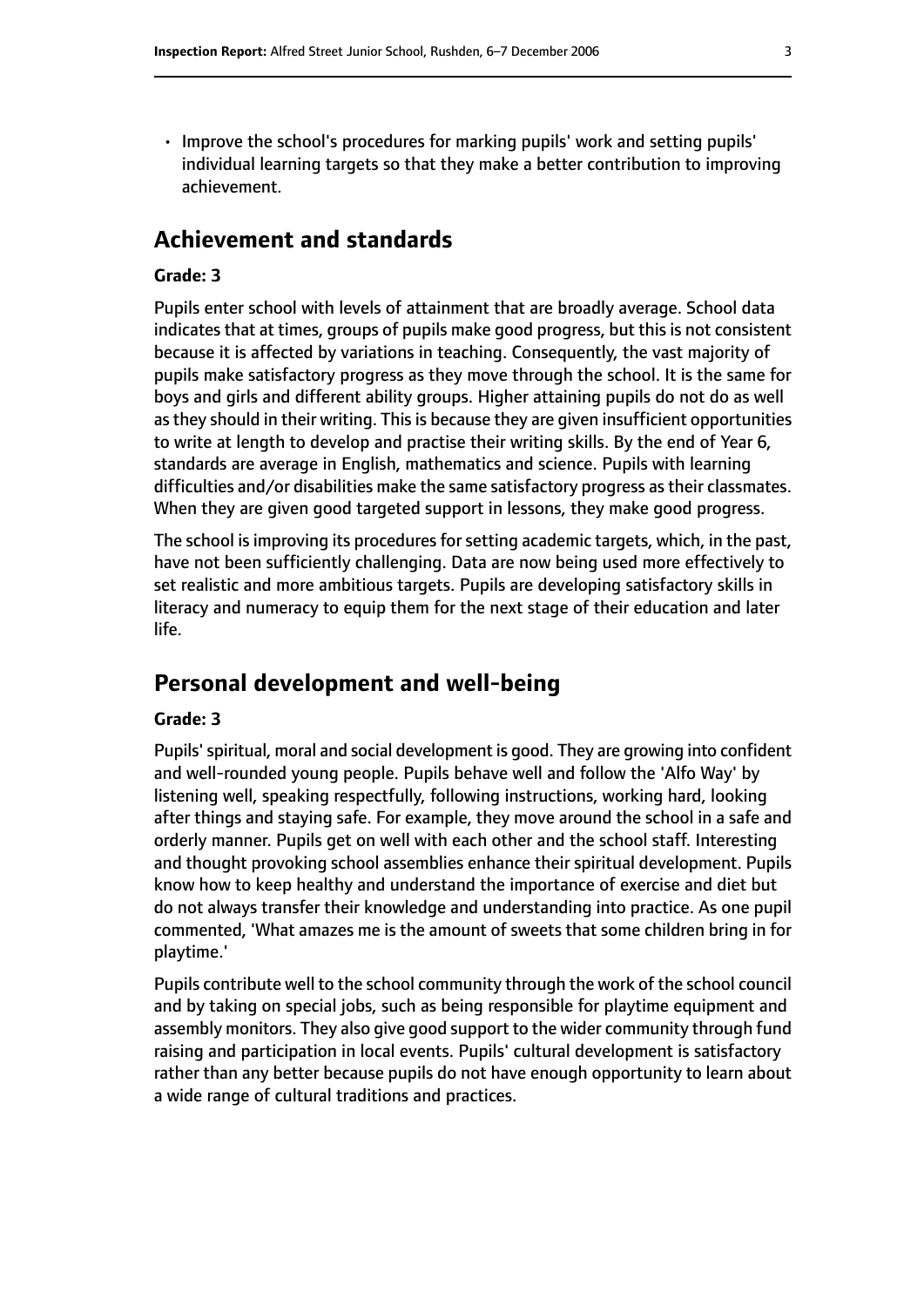- Improve the school's procedures for marking pupils' work and setting pupils' individual learning targets so that they make a better contribution to improving achievement.

## Achievement and standards

**Grade: 3**

Pupils enter school with levels of attainment that are broadly average. School data indicates that at times, groups of pupils make good progress, but this is not consistent because it is affected by variations in teaching. Consequently, the vast majority of pupils make satisfactory progress as they move through the school. It is the same for boys and girls and different ability groups. Higher attaining pupils do not do as well as they should in their writing. This is because they are given insufficient opportunities to write at length to develop and practise their writing skills. By the end of Year 6, standards are average in English, mathematics and science. Pupils with learning difficulties and/or disabilities make the same satisfactory progress as their classmates. When they are given good targeted support in lessons, they make good progress.

The school is improving its procedures for setting academic targets, which, in the past, have not been sufficiently challenging. Data are now being used more effectively to set realistic and more ambitious targets. Pupils are developing satisfactory skills in literacy and numeracy to equip them for the next stage of their education and later life.

## Personal development and well-being

**Grade: 3**

Pupils' spiritual, moral and social development is good. They are growing into confident and well-rounded young people. Pupils behave well and follow the 'Alfo Way' by listening well, speaking respectfully, following instructions, working hard, looking after things and staying safe. For example, they move around the school in a safe and orderly manner. Pupils get on well with each other and the school staff. Interesting and thought provoking school assemblies enhance their spiritual development. Pupils know how to keep healthy and understand the importance of exercise and diet but do not always transfer their knowledge and understanding into practice. As one pupil commented, 'What amazes me is the amount of sweets that some children bring in for playtime.'

Pupils contribute well to the school community through the work of the school council and by taking on special jobs, such as being responsible for playtime equipment and assembly monitors. They also give good support to the wider community through fund raising and participation in local events. Pupils' cultural development is satisfactory rather than any better because pupils do not have enough opportunity to learn about a wide range of cultural traditions and practices.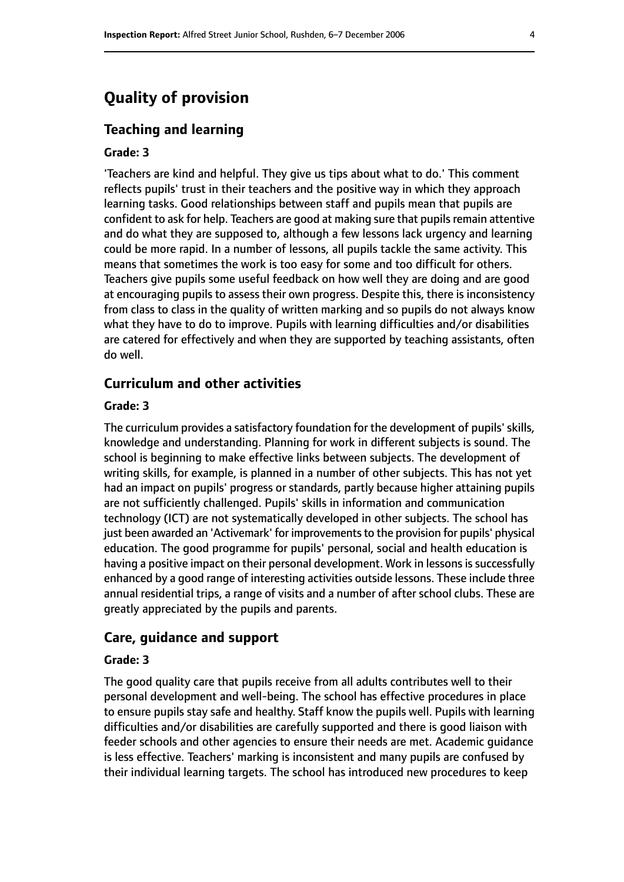# Quality of provision

## Teaching and learning

### Grade: 3

'Teachers are kind and helpful. They give us tips about what to do.' This comment reflects pupils' trust in their teachers and the positive way in which they approach learning tasks. Good relationships between staff and pupils mean that pupils are confident to ask for help. Teachers are good at making sure that pupils remain attentive and do what they are supposed to, although a few lessons lack urgency and learning could be more rapid. In a number of lessons, all pupils tackle the same activity. This means that sometimes the work is too easy for some and too difficult for others. Teachers give pupils some useful feedback on how well they are doing and are good at encouraging pupils to assess their own progress. Despite this, there is inconsistency from class to class in the quality of written marking and so pupils do not always know what they have to do to improve. Pupils with learning difficulties and/or disabilities are catered for effectively and when they are supported by teaching assistants, often do well.

## Curriculum and other activities

### Grade: 3

The curriculum provides a satisfactory foundation for the development of pupils' skills, knowledge and understanding. Planning for work in different subjects is sound. The school is beginning to make effective links between subjects. The development of writing skills, for example, is planned in a number of other subjects. This has not yet had an impact on pupils' progress or standards, partly because higher attaining pupils are not sufficiently challenged. Pupils' skills in information and communication technology (ICT) are not systematically developed in other subjects. The school has just been awarded an 'Activemark' for improvements to the provision for pupils' physical education. The good programme for pupils' personal, social and health education is having a positive impact on their personal development. Work in lessons is successfully enhanced by a good range of interesting activities outside lessons. These include three annual residential trips, a range of visits and a number of after school clubs. These are greatly appreciated by the pupils and parents.

## Care, guidance and support

### Grade: 3

The good quality care that pupils receive from all adults contributes well to their personal development and well-being. The school has effective procedures in place to ensure pupils stay safe and healthy. Staff know the pupils well. Pupils with learning difficulties and/or disabilities are carefully supported and there is good liaison with feeder schools and other agencies to ensure their needs are met. Academic guidance is less effective. Teachers' marking is inconsistent and many pupils are confused by their individual learning targets. The school has introduced new procedures to keep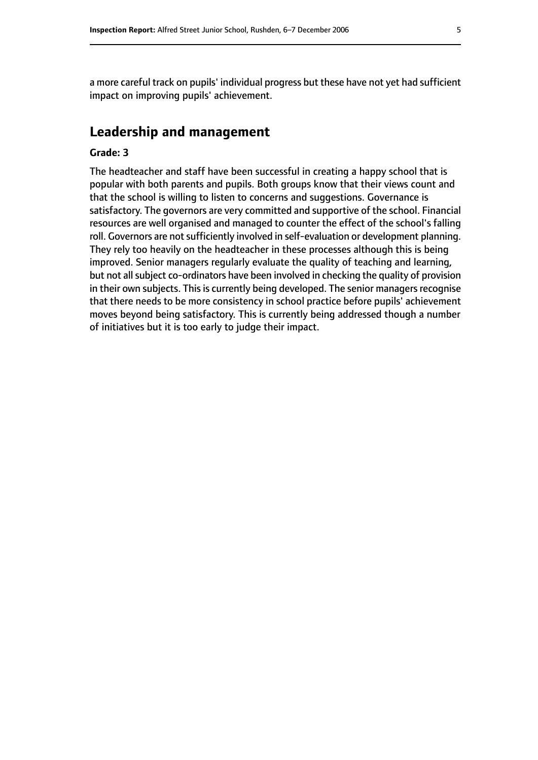a more careful track on pupils' individual progress but these have not yet had sufficient impact on improving pupils' achievement.

## Leadership and management

**Grade: 3**

The headteacher and staff have been successful in creating a happy school that is popular with both parents and pupils. Both groups know that their views count and that the school is willing to listen to concerns and suggestions. Governance is satisfactory. The governors are very committed and supportive of the school. Financial resources are well organised and managed to counter the effect of the school's falling roll. Governors are not sufficiently involved in self-evaluation or development planning. They rely too heavily on the headteacher in these processes although this is being improved. Senior managers regularly evaluate the quality of teaching and learning, but not all subject co-ordinators have been involved in checking the quality of provision in their own subjects. This is currently being developed. The senior managers recognise that there needs to be more consistency in school practice before pupils' achievement moves beyond being satisfactory. This is currently being addressed though a number of initiatives but it is too early to judge their impact.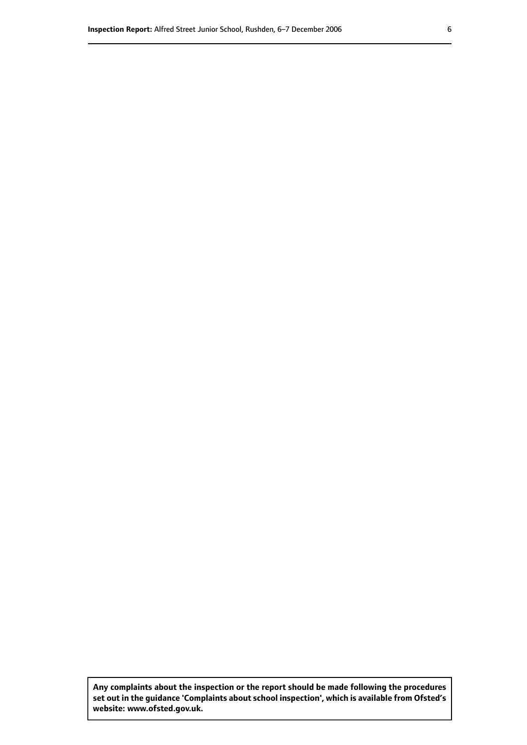**Any complaints about the inspection or the report should be made following the procedures set out in the guidance 'Complaints about school inspection', which is available from Ofsted's website: www.ofsted.gov.uk.**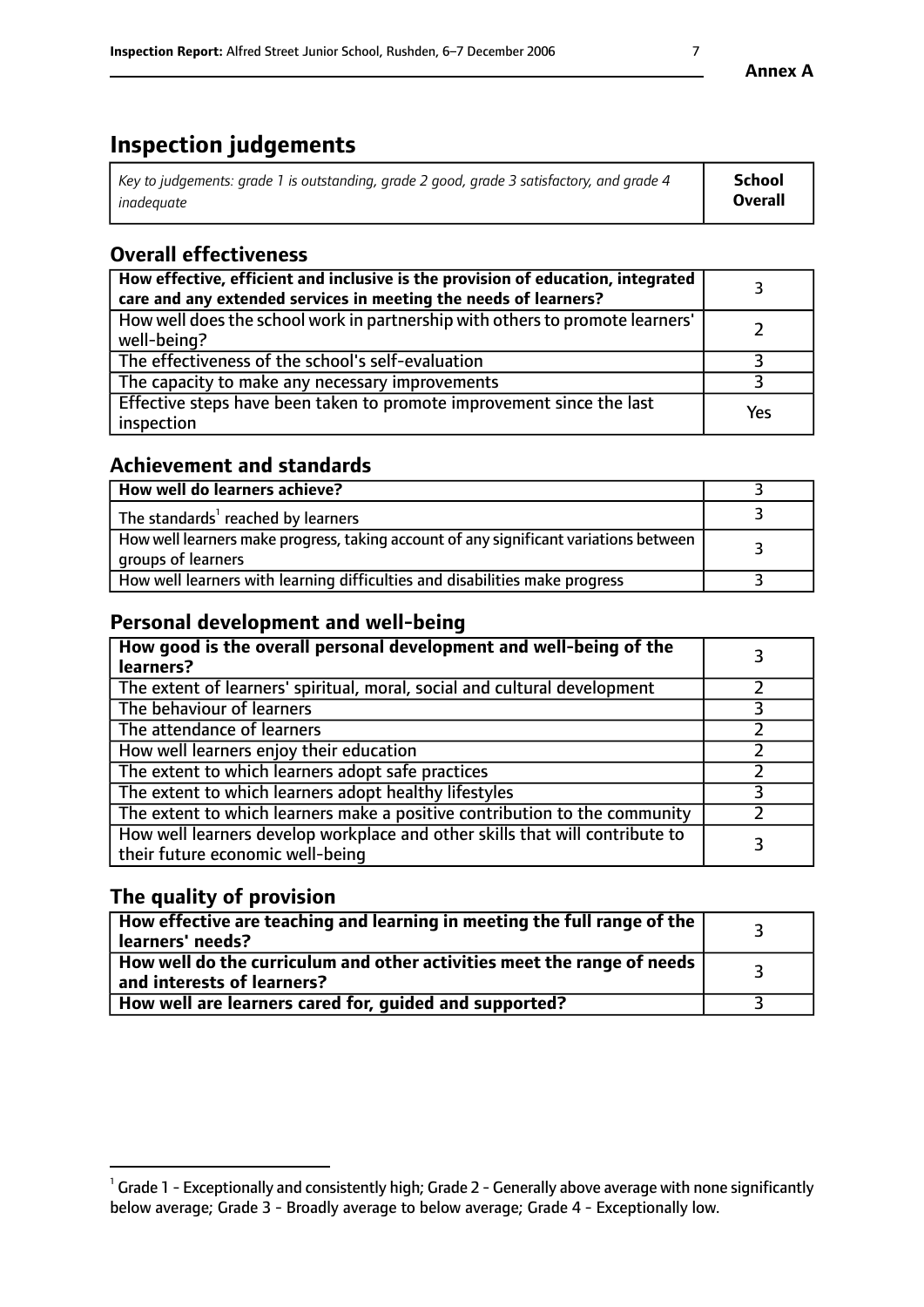# Inspection judgements

| Key to judgements: grade 1 is outstanding, grade 2 good, grade 3 satisfactory, and grade 4 inadequate | School Overall |
|---|---|

## Overall effectiveness

| | |
|---|---|
| **How effective, efficient and inclusive is the provision of education, integrated care and any extended services in meeting the needs of learners?** | 3 |
| How well does the school work in partnership with others to promote learners' well-being? | 2 |
| The effectiveness of the school's self-evaluation | 3 |
| The capacity to make any necessary improvements | 3 |
| Effective steps have been taken to promote improvement since the last inspection | Yes |

## Achievement and standards

| | |
|---|---|
| **How well do learners achieve?** | 3 |
| The standards[1] reached by learners | 3 |
| How well learners make progress, taking account of any significant variations between groups of learners | 3 |
| How well learners with learning difficulties and disabilities make progress | 3 |

## Personal development and well-being

| | |
|---|---|
| **How good is the overall personal development and well-being of the learners?** | 3 |
| The extent of learners' spiritual, moral, social and cultural development | 2 |
| The behaviour of learners | 3 |
| The attendance of learners | 2 |
| How well learners enjoy their education | 2 |
| The extent to which learners adopt safe practices | 2 |
| The extent to which learners adopt healthy lifestyles | 3 |
| The extent to which learners make a positive contribution to the community | 2 |
| How well learners develop workplace and other skills that will contribute to their future economic well-being | 3 |

## The quality of provision

| | |
|---|---|
| **How effective are teaching and learning in meeting the full range of the learners' needs?** | 3 |
| **How well do the curriculum and other activities meet the range of needs and interests of learners?** | 3 |
| **How well are learners cared for, guided and supported?** | 3 |

[1] Grade 1 - Exceptionally and consistently high; Grade 2 - Generally above average with none significantly below average; Grade 3 - Broadly average to below average; Grade 4 - Exceptionally low.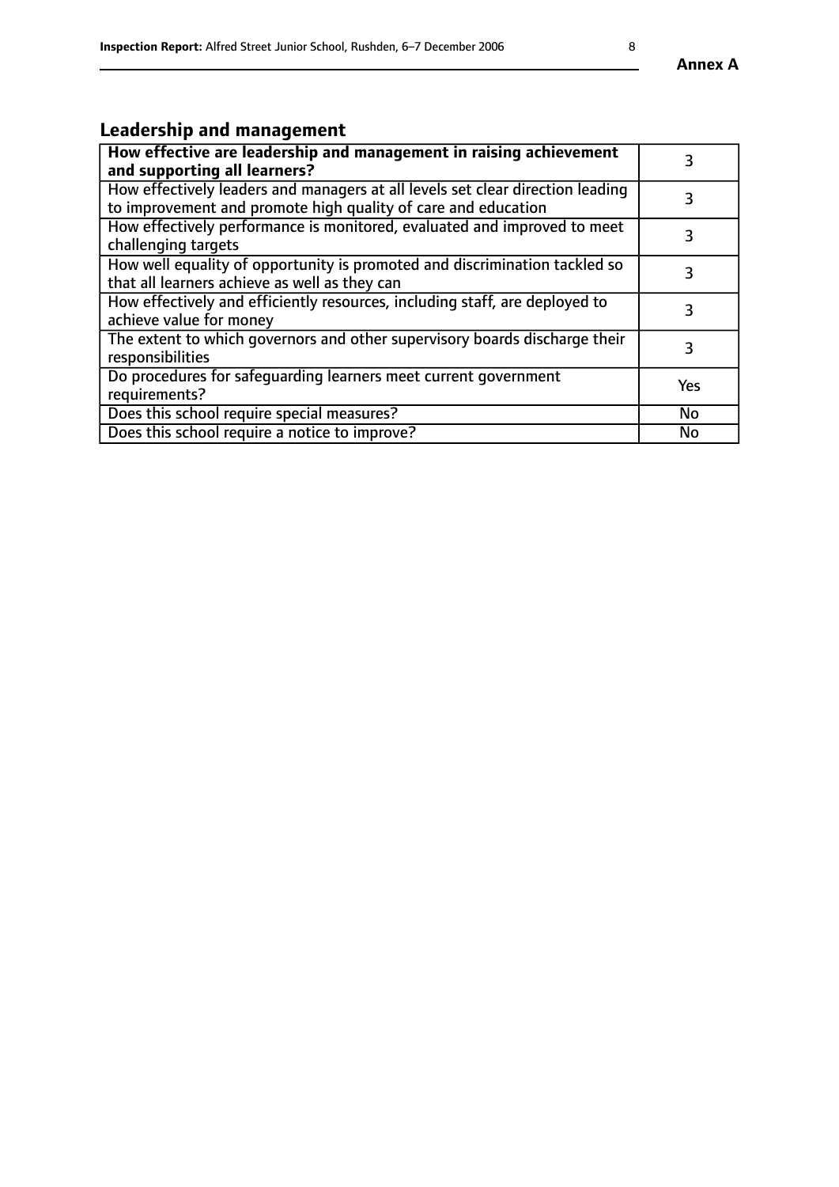**Annex A**

## Leadership and management

| **How effective are leadership and management in raising achievement and supporting all learners?** | 3 |
|---|---|
| How effectively leaders and managers at all levels set clear direction leading to improvement and promote high quality of care and education | 3 |
| How effectively performance is monitored, evaluated and improved to meet challenging targets | 3 |
| How well equality of opportunity is promoted and discrimination tackled so that all learners achieve as well as they can | 3 |
| How effectively and efficiently resources, including staff, are deployed to achieve value for money | 3 |
| The extent to which governors and other supervisory boards discharge their responsibilities | 3 |
| Do procedures for safeguarding learners meet current government requirements? | Yes |
| Does this school require special measures? | No |
| Does this school require a notice to improve? | No |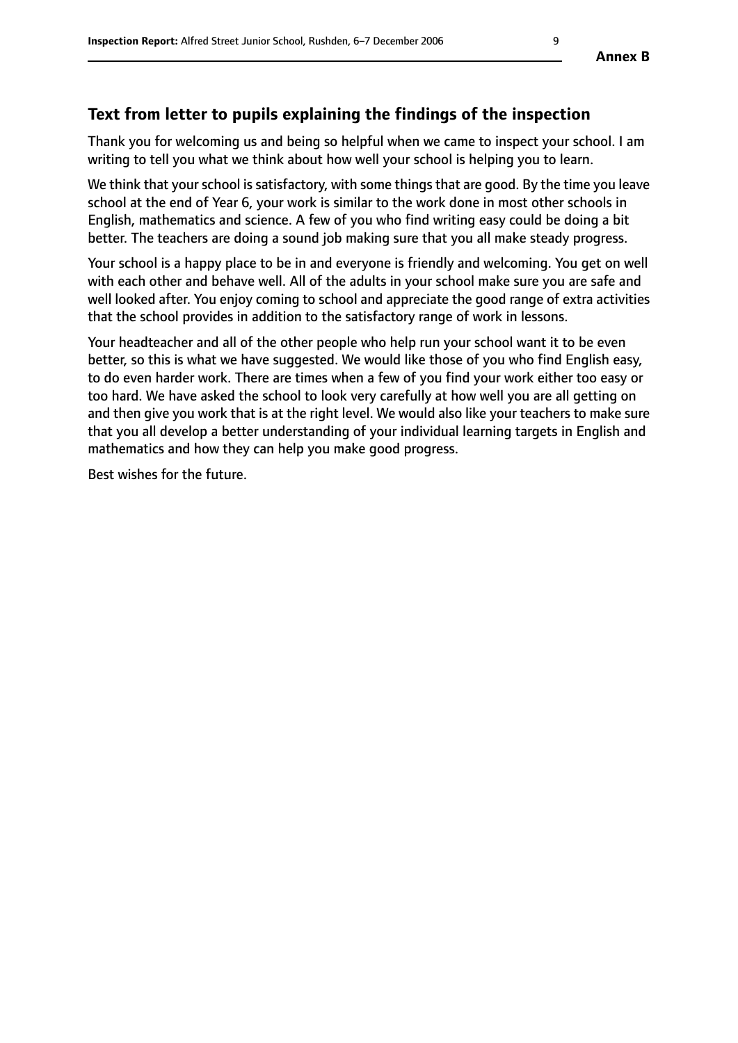## Text from letter to pupils explaining the findings of the inspection

Thank you for welcoming us and being so helpful when we came to inspect your school. I am writing to tell you what we think about how well your school is helping you to learn.

We think that your school is satisfactory, with some things that are good. By the time you leave school at the end of Year 6, your work is similar to the work done in most other schools in English, mathematics and science. A few of you who find writing easy could be doing a bit better. The teachers are doing a sound job making sure that you all make steady progress.

Your school is a happy place to be in and everyone is friendly and welcoming. You get on well with each other and behave well. All of the adults in your school make sure you are safe and well looked after. You enjoy coming to school and appreciate the good range of extra activities that the school provides in addition to the satisfactory range of work in lessons.

Your headteacher and all of the other people who help run your school want it to be even better, so this is what we have suggested. We would like those of you who find English easy, to do even harder work. There are times when a few of you find your work either too easy or too hard. We have asked the school to look very carefully at how well you are all getting on and then give you work that is at the right level. We would also like your teachers to make sure that you all develop a better understanding of your individual learning targets in English and mathematics and how they can help you make good progress.

Best wishes for the future.